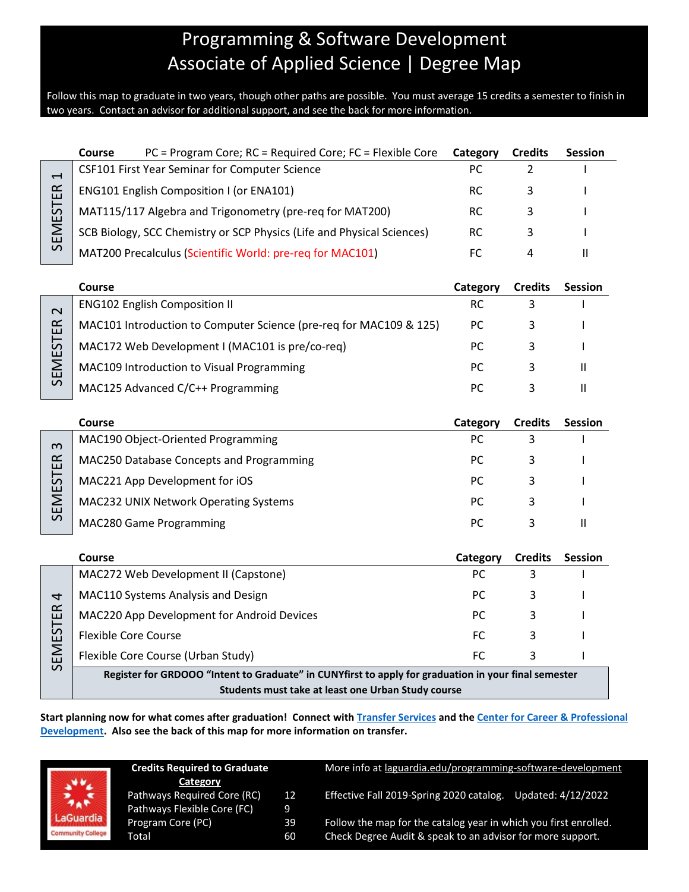# Programming & Software Development
# Associate of Applied Science | Degree Map

Follow this map to graduate in two years, though other paths are possible. You must average 15 credits a semester to finish in two years. Contact an advisor for additional support, and see the back for more information.

**SEMESTER 1**

| Course PC = Program Core; RC = Required Core; FC = Flexible Core | Category | Credits | Session |
|---|---|---|---|
| CSF101 First Year Seminar for Computer Science | PC | 2 | I |
| ENG101 English Composition I (or ENA101) | RC | 3 | I |
| MAT115/117 Algebra and Trigonometry (pre-req for MAT200) | RC | 3 | I |
| SCB Biology, SCC Chemistry or SCP Physics (Life and Physical Sciences) | RC | 3 | I |
| MAT200 Precalculus (Scientific World: pre-req for MAC101) | FC | 4 | II |

**SEMESTER 2**

| Course | Category | Credits | Session |
|---|---|---|---|
| ENG102 English Composition II | RC | 3 | I |
| MAC101 Introduction to Computer Science (pre-req for MAC109 & 125) | PC | 3 | I |
| MAC172 Web Development I (MAC101 is pre/co-req) | PC | 3 | I |
| MAC109 Introduction to Visual Programming | PC | 3 | II |
| MAC125 Advanced C/C++ Programming | PC | 3 | II |

**SEMESTER 3**

| Course | Category | Credits | Session |
|---|---|---|---|
| MAC190 Object-Oriented Programming | PC | 3 | I |
| MAC250 Database Concepts and Programming | PC | 3 | I |
| MAC221 App Development for iOS | PC | 3 | I |
| MAC232 UNIX Network Operating Systems | PC | 3 | I |
| MAC280 Game Programming | PC | 3 | II |

**SEMESTER 4**

| Course | Category | Credits | Session |
|---|---|---|---|
| MAC272 Web Development II (Capstone) | PC | 3 | I |
| MAC110 Systems Analysis and Design | PC | 3 | I |
| MAC220 App Development for Android Devices | PC | 3 | I |
| Flexible Core Course | FC | 3 | I |
| Flexible Core Course (Urban Study) | FC | 3 | I |

**Register for GRDOOO "Intent to Graduate" in CUNYfirst to apply for graduation in your final semester**
**Students must take at least one Urban Study course**

**Start planning now for what comes after graduation! Connect with Transfer Services and the Center for Career & Professional Development. Also see the back of this map for more information on transfer.**

LaGuardia Community College

| Credits Required to Graduate Category | |
|---|---|
| Pathways Required Core (RC) | 12 |
| Pathways Flexible Core (FC) | 9 |
| Program Core (PC) | 39 |
| Total | 60 |

More info at laguardia.edu/programming-software-development

Effective Fall 2019-Spring 2020 catalog. Updated: 4/12/2022

Follow the map for the catalog year in which you first enrolled.
Check Degree Audit & speak to an advisor for more support.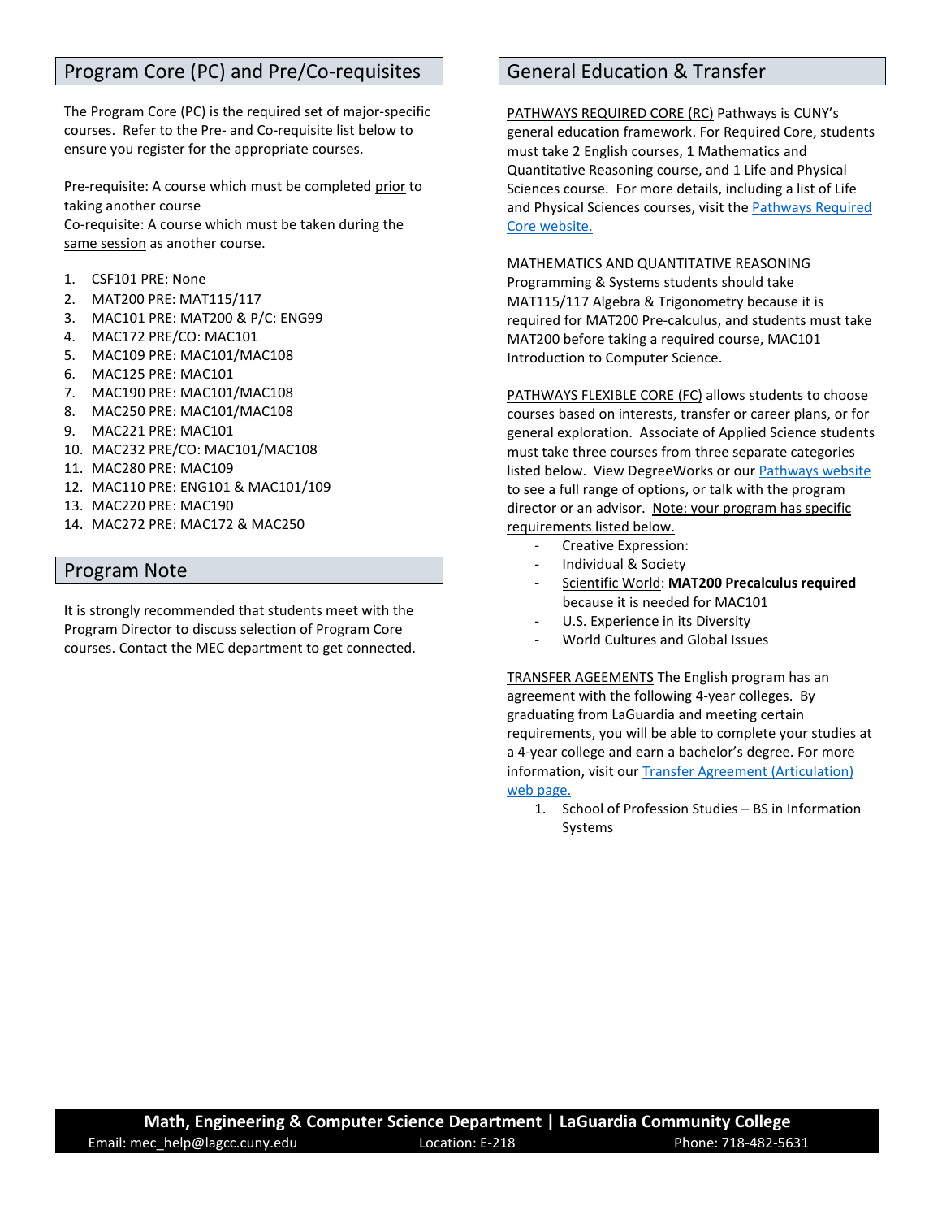## Program Core (PC) and Pre/Co-requisites

The Program Core (PC) is the required set of major-specific courses. Refer to the Pre- and Co-requisite list below to ensure you register for the appropriate courses.

Pre-requisite: A course which must be completed prior to taking another course
Co-requisite: A course which must be taken during the same session as another course.

1. CSF101 PRE: None
2. MAT200 PRE: MAT115/117
3. MAC101 PRE: MAT200 & P/C: ENG99
4. MAC172 PRE/CO: MAC101
5. MAC109 PRE: MAC101/MAC108
6. MAC125 PRE: MAC101
7. MAC190 PRE: MAC101/MAC108
8. MAC250 PRE: MAC101/MAC108
9. MAC221 PRE: MAC101
10. MAC232 PRE/CO: MAC101/MAC108
11. MAC280 PRE: MAC109
12. MAC110 PRE: ENG101 & MAC101/109
13. MAC220 PRE: MAC190
14. MAC272 PRE: MAC172 & MAC250

## Program Note

It is strongly recommended that students meet with the Program Director to discuss selection of Program Core courses. Contact the MEC department to get connected.

## General Education & Transfer

PATHWAYS REQUIRED CORE (RC) Pathways is CUNY's general education framework. For Required Core, students must take 2 English courses, 1 Mathematics and Quantitative Reasoning course, and 1 Life and Physical Sciences course. For more details, including a list of Life and Physical Sciences courses, visit the Pathways Required Core website.

MATHEMATICS AND QUANTITATIVE REASONING
Programming & Systems students should take MAT115/117 Algebra & Trigonometry because it is required for MAT200 Pre-calculus, and students must take MAT200 before taking a required course, MAC101 Introduction to Computer Science.

PATHWAYS FLEXIBLE CORE (FC) allows students to choose courses based on interests, transfer or career plans, or for general exploration. Associate of Applied Science students must take three courses from three separate categories listed below. View DegreeWorks or our Pathways website to see a full range of options, or talk with the program director or an advisor. Note: your program has specific requirements listed below.

- Creative Expression:
- Individual & Society
- Scientific World: **MAT200 Precalculus required** because it is needed for MAC101
- U.S. Experience in its Diversity
- World Cultures and Global Issues

TRANSFER AGEEMENTS The English program has an agreement with the following 4-year colleges. By graduating from LaGuardia and meeting certain requirements, you will be able to complete your studies at a 4-year college and earn a bachelor's degree. For more information, visit our Transfer Agreement (Articulation) web page.

1. School of Profession Studies – BS in Information Systems

**Math, Engineering & Computer Science Department | LaGuardia Community College**
Email: mec_help@lagcc.cuny.edu Location: E-218 Phone: 718-482-5631